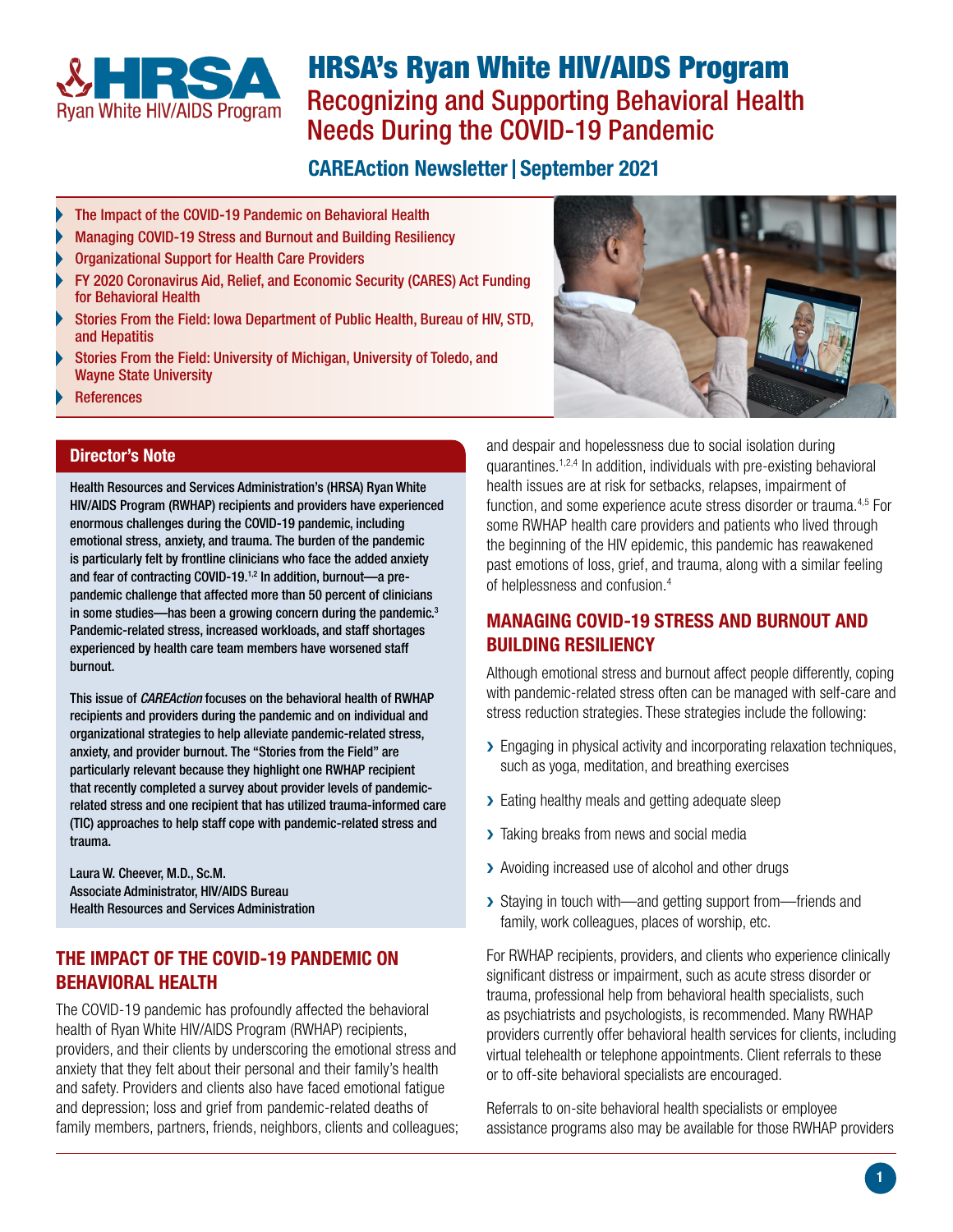# HRSA's Ryan White HIV/AIDS Program

## Recognizing and Supporting Behavioral Health Needs During the COVID-19 Pandemic

### CAREAction Newsletter | September 2021

- The Impact of the COVID-19 Pandemic on Behavioral Health
- Managing COVID-19 Stress and Burnout and Building Resiliency
- Organizational Support for Health Care Providers
- FY 2020 Coronavirus Aid, Relief, and Economic Security (CARES) Act Funding for Behavioral Health
- Stories From the Field: Iowa Department of Public Health, Bureau of HIV, STD, and Hepatitis
- Stories From the Field: University of Michigan, University of Toledo, and Wayne State University
- References

### Director's Note

**Health Resources and Services Administration's (HRSA) Ryan White HIV/AIDS Program (RWHAP) recipients and providers have experienced enormous challenges during the COVID-19 pandemic, including emotional stress, anxiety, and trauma. The burden of the pandemic is particularly felt by frontline clinicians who face the added anxiety and fear of contracting COVID-19.[1,2] In addition, burnout—a pre-pandemic challenge that affected more than 50 percent of clinicians in some studies—has been a growing concern during the pandemic.[3] Pandemic-related stress, increased workloads, and staff shortages experienced by health care team members have worsened staff burnout.**

**This issue of *CAREAction* focuses on the behavioral health of RWHAP recipients and providers during the pandemic and on individual and organizational strategies to help alleviate pandemic-related stress, anxiety, and provider burnout. The "Stories from the Field" are particularly relevant because they highlight one RWHAP recipient that recently completed a survey about provider levels of pandemic-related stress and one recipient that has utilized trauma-informed care (TIC) approaches to help staff cope with pandemic-related stress and trauma.**

**Laura W. Cheever, M.D., Sc.M.**
**Associate Administrator, HIV/AIDS Bureau**
**Health Resources and Services Administration**

## THE IMPACT OF THE COVID-19 PANDEMIC ON BEHAVIORAL HEALTH

The COVID-19 pandemic has profoundly affected the behavioral health of Ryan White HIV/AIDS Program (RWHAP) recipients, providers, and their clients by underscoring the emotional stress and anxiety that they felt about their personal and their family's health and safety. Providers and clients also have faced emotional fatigue and depression; loss and grief from pandemic-related deaths of family members, partners, friends, neighbors, clients and colleagues; and despair and hopelessness due to social isolation during quarantines.[1,2,4] In addition, individuals with pre-existing behavioral health issues are at risk for setbacks, relapses, impairment of function, and some experience acute stress disorder or trauma.[4,5] For some RWHAP health care providers and patients who lived through the beginning of the HIV epidemic, this pandemic has reawakened past emotions of loss, grief, and trauma, along with a similar feeling of helplessness and confusion.[4]

## MANAGING COVID-19 STRESS AND BURNOUT AND BUILDING RESILIENCY

Although emotional stress and burnout affect people differently, coping with pandemic-related stress often can be managed with self-care and stress reduction strategies. These strategies include the following:

- Engaging in physical activity and incorporating relaxation techniques, such as yoga, meditation, and breathing exercises
- Eating healthy meals and getting adequate sleep
- Taking breaks from news and social media
- Avoiding increased use of alcohol and other drugs
- Staying in touch with—and getting support from—friends and family, work colleagues, places of worship, etc.

For RWHAP recipients, providers, and clients who experience clinically significant distress or impairment, such as acute stress disorder or trauma, professional help from behavioral health specialists, such as psychiatrists and psychologists, is recommended. Many RWHAP providers currently offer behavioral health services for clients, including virtual telehealth or telephone appointments. Client referrals to these or to off-site behavioral specialists are encouraged.

Referrals to on-site behavioral health specialists or employee assistance programs also may be available for those RWHAP providers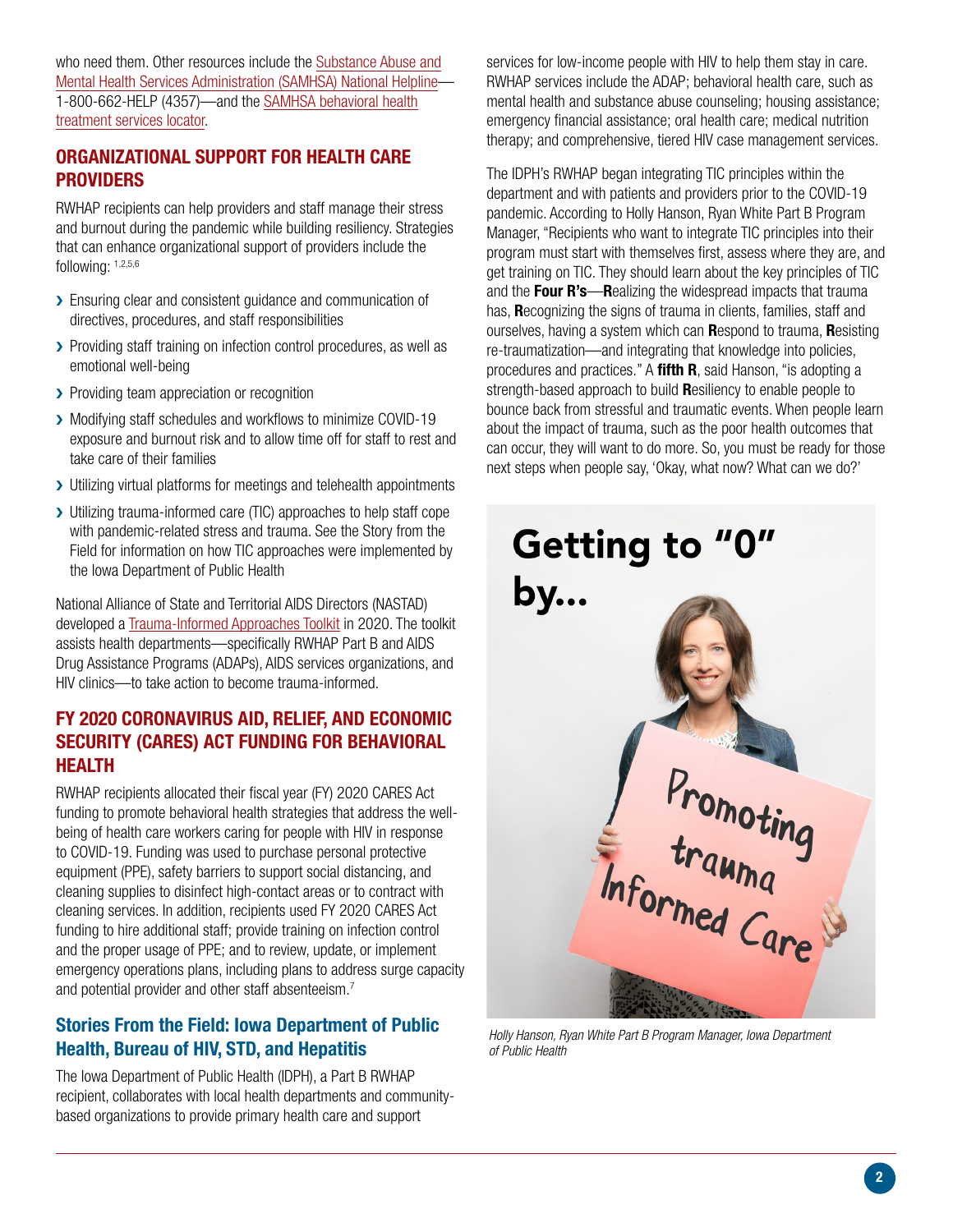who need them. Other resources include the Substance Abuse and Mental Health Services Administration (SAMHSA) National Helpline—1-800-662-HELP (4357)—and the SAMHSA behavioral health treatment services locator.

## ORGANIZATIONAL SUPPORT FOR HEALTH CARE PROVIDERS

RWHAP recipients can help providers and staff manage their stress and burnout during the pandemic while building resiliency. Strategies that can enhance organizational support of providers include the following: [1,2,5,6]

- Ensuring clear and consistent guidance and communication of directives, procedures, and staff responsibilities
- Providing staff training on infection control procedures, as well as emotional well-being
- Providing team appreciation or recognition
- Modifying staff schedules and workflows to minimize COVID-19 exposure and burnout risk and to allow time off for staff to rest and take care of their families
- Utilizing virtual platforms for meetings and telehealth appointments
- Utilizing trauma-informed care (TIC) approaches to help staff cope with pandemic-related stress and trauma. See the Story from the Field for information on how TIC approaches were implemented by the Iowa Department of Public Health

National Alliance of State and Territorial AIDS Directors (NASTAD) developed a Trauma-Informed Approaches Toolkit in 2020. The toolkit assists health departments—specifically RWHAP Part B and AIDS Drug Assistance Programs (ADAPs), AIDS services organizations, and HIV clinics—to take action to become trauma-informed.

## FY 2020 CORONAVIRUS AID, RELIEF, AND ECONOMIC SECURITY (CARES) ACT FUNDING FOR BEHAVIORAL HEALTH

RWHAP recipients allocated their fiscal year (FY) 2020 CARES Act funding to promote behavioral health strategies that address the well-being of health care workers caring for people with HIV in response to COVID-19. Funding was used to purchase personal protective equipment (PPE), safety barriers to support social distancing, and cleaning supplies to disinfect high-contact areas or to contract with cleaning services. In addition, recipients used FY 2020 CARES Act funding to hire additional staff; provide training on infection control and the proper usage of PPE; and to review, update, or implement emergency operations plans, including plans to address surge capacity and potential provider and other staff absenteeism.[7]

### Stories From the Field: Iowa Department of Public Health, Bureau of HIV, STD, and Hepatitis

The Iowa Department of Public Health (IDPH), a Part B RWHAP recipient, collaborates with local health departments and community-based organizations to provide primary health care and support services for low-income people with HIV to help them stay in care. RWHAP services include the ADAP; behavioral health care, such as mental health and substance abuse counseling; housing assistance; emergency financial assistance; oral health care; medical nutrition therapy; and comprehensive, tiered HIV case management services.

The IDPH's RWHAP began integrating TIC principles within the department and with patients and providers prior to the COVID-19 pandemic. According to Holly Hanson, Ryan White Part B Program Manager, "Recipients who want to integrate TIC principles into their program must start with themselves first, assess where they are, and get training on TIC. They should learn about the key principles of TIC and the **Four R's**—**R**ealizing the widespread impacts that trauma has, **R**ecognizing the signs of trauma in clients, families, staff and ourselves, having a system which can **R**espond to trauma, **R**esisting re-traumatization—and integrating that knowledge into policies, procedures and practices." A **fifth R**, said Hanson, "is adopting a strength-based approach to build **R**esiliency to enable people to bounce back from stressful and traumatic events. When people learn about the impact of trauma, such as the poor health outcomes that can occur, they will want to do more. So, you must be ready for those next steps when people say, 'Okay, what now? What can we do?'

Getting to "0" by... Promoting trauma Informed Care

*Holly Hanson, Ryan White Part B Program Manager, Iowa Department of Public Health*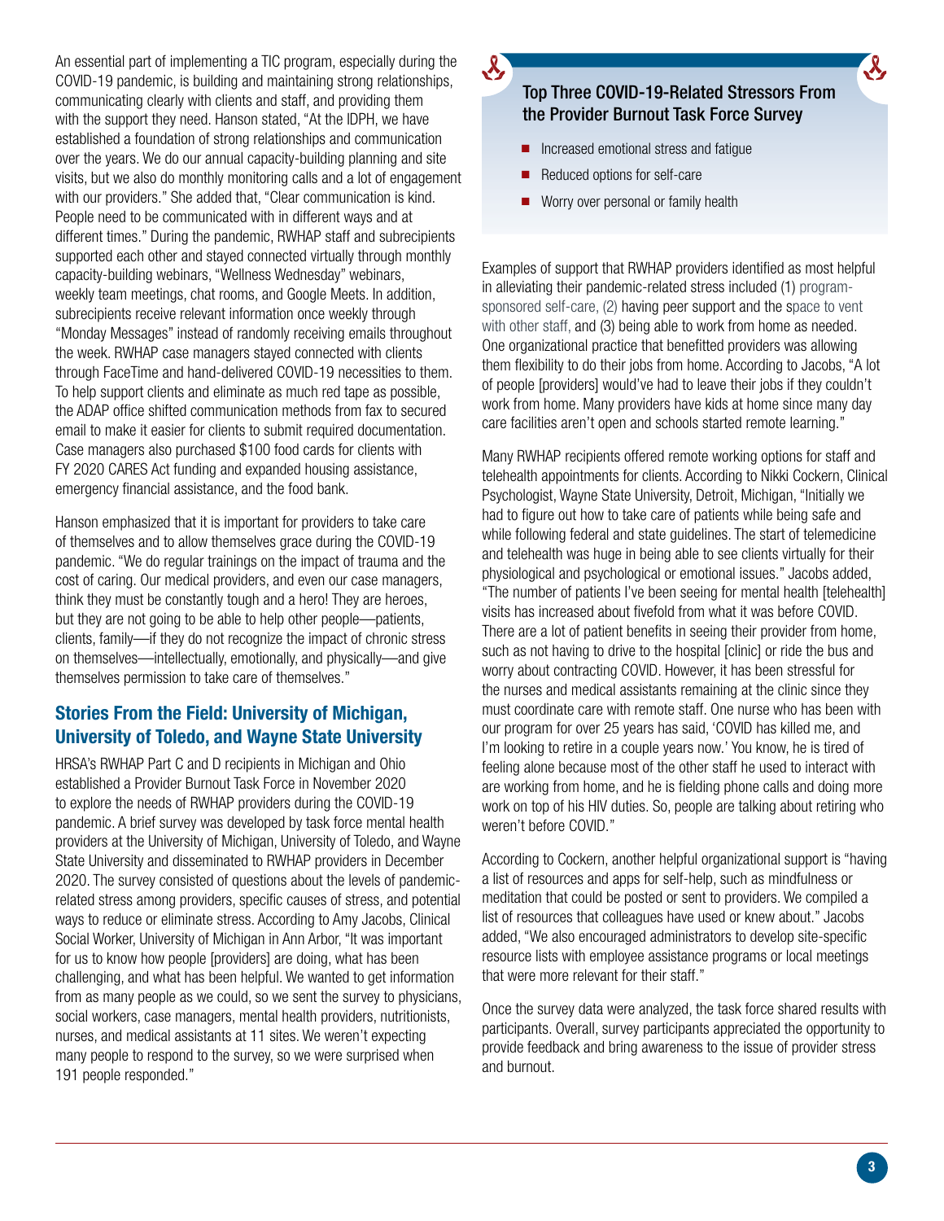An essential part of implementing a TIC program, especially during the COVID-19 pandemic, is building and maintaining strong relationships, communicating clearly with clients and staff, and providing them with the support they need. Hanson stated, "At the IDPH, we have established a foundation of strong relationships and communication over the years. We do our annual capacity-building planning and site visits, but we also do monthly monitoring calls and a lot of engagement with our providers." She added that, "Clear communication is kind. People need to be communicated with in different ways and at different times." During the pandemic, RWHAP staff and subrecipients supported each other and stayed connected virtually through monthly capacity-building webinars, "Wellness Wednesday" webinars, weekly team meetings, chat rooms, and Google Meets. In addition, subrecipients receive relevant information once weekly through "Monday Messages" instead of randomly receiving emails throughout the week. RWHAP case managers stayed connected with clients through FaceTime and hand-delivered COVID-19 necessities to them. To help support clients and eliminate as much red tape as possible, the ADAP office shifted communication methods from fax to secured email to make it easier for clients to submit required documentation. Case managers also purchased $100 food cards for clients with FY 2020 CARES Act funding and expanded housing assistance, emergency financial assistance, and the food bank.

Hanson emphasized that it is important for providers to take care of themselves and to allow themselves grace during the COVID-19 pandemic. "We do regular trainings on the impact of trauma and the cost of caring. Our medical providers, and even our case managers, think they must be constantly tough and a hero! They are heroes, but they are not going to be able to help other people—patients, clients, family—if they do not recognize the impact of chronic stress on themselves—intellectually, emotionally, and physically—and give themselves permission to take care of themselves."

## Stories From the Field: University of Michigan, University of Toledo, and Wayne State University

HRSA's RWHAP Part C and D recipients in Michigan and Ohio established a Provider Burnout Task Force in November 2020 to explore the needs of RWHAP providers during the COVID-19 pandemic. A brief survey was developed by task force mental health providers at the University of Michigan, University of Toledo, and Wayne State University and disseminated to RWHAP providers in December 2020. The survey consisted of questions about the levels of pandemic-related stress among providers, specific causes of stress, and potential ways to reduce or eliminate stress. According to Amy Jacobs, Clinical Social Worker, University of Michigan in Ann Arbor, "It was important for us to know how people [providers] are doing, what has been challenging, and what has been helpful. We wanted to get information from as many people as we could, so we sent the survey to physicians, social workers, case managers, mental health providers, nutritionists, nurses, and medical assistants at 11 sites. We weren't expecting many people to respond to the survey, so we were surprised when 191 people responded."

### Top Three COVID-19-Related Stressors From the Provider Burnout Task Force Survey

- Increased emotional stress and fatigue
- Reduced options for self-care
- Worry over personal or family health

Examples of support that RWHAP providers identified as most helpful in alleviating their pandemic-related stress included (1) program-sponsored self-care, (2) having peer support and the space to vent with other staff, and (3) being able to work from home as needed. One organizational practice that benefitted providers was allowing them flexibility to do their jobs from home. According to Jacobs, "A lot of people [providers] would've had to leave their jobs if they couldn't work from home. Many providers have kids at home since many day care facilities aren't open and schools started remote learning."

Many RWHAP recipients offered remote working options for staff and telehealth appointments for clients. According to Nikki Cockern, Clinical Psychologist, Wayne State University, Detroit, Michigan, "Initially we had to figure out how to take care of patients while being safe and while following federal and state guidelines. The start of telemedicine and telehealth was huge in being able to see clients virtually for their physiological and psychological or emotional issues." Jacobs added, "The number of patients I've been seeing for mental health [telehealth] visits has increased about fivefold from what it was before COVID. There are a lot of patient benefits in seeing their provider from home, such as not having to drive to the hospital [clinic] or ride the bus and worry about contracting COVID. However, it has been stressful for the nurses and medical assistants remaining at the clinic since they must coordinate care with remote staff. One nurse who has been with our program for over 25 years has said, 'COVID has killed me, and I'm looking to retire in a couple years now.' You know, he is tired of feeling alone because most of the other staff he used to interact with are working from home, and he is fielding phone calls and doing more work on top of his HIV duties. So, people are talking about retiring who weren't before COVID."

According to Cockern, another helpful organizational support is "having a list of resources and apps for self-help, such as mindfulness or meditation that could be posted or sent to providers. We compiled a list of resources that colleagues have used or knew about." Jacobs added, "We also encouraged administrators to develop site-specific resource lists with employee assistance programs or local meetings that were more relevant for their staff."

Once the survey data were analyzed, the task force shared results with participants. Overall, survey participants appreciated the opportunity to provide feedback and bring awareness to the issue of provider stress and burnout.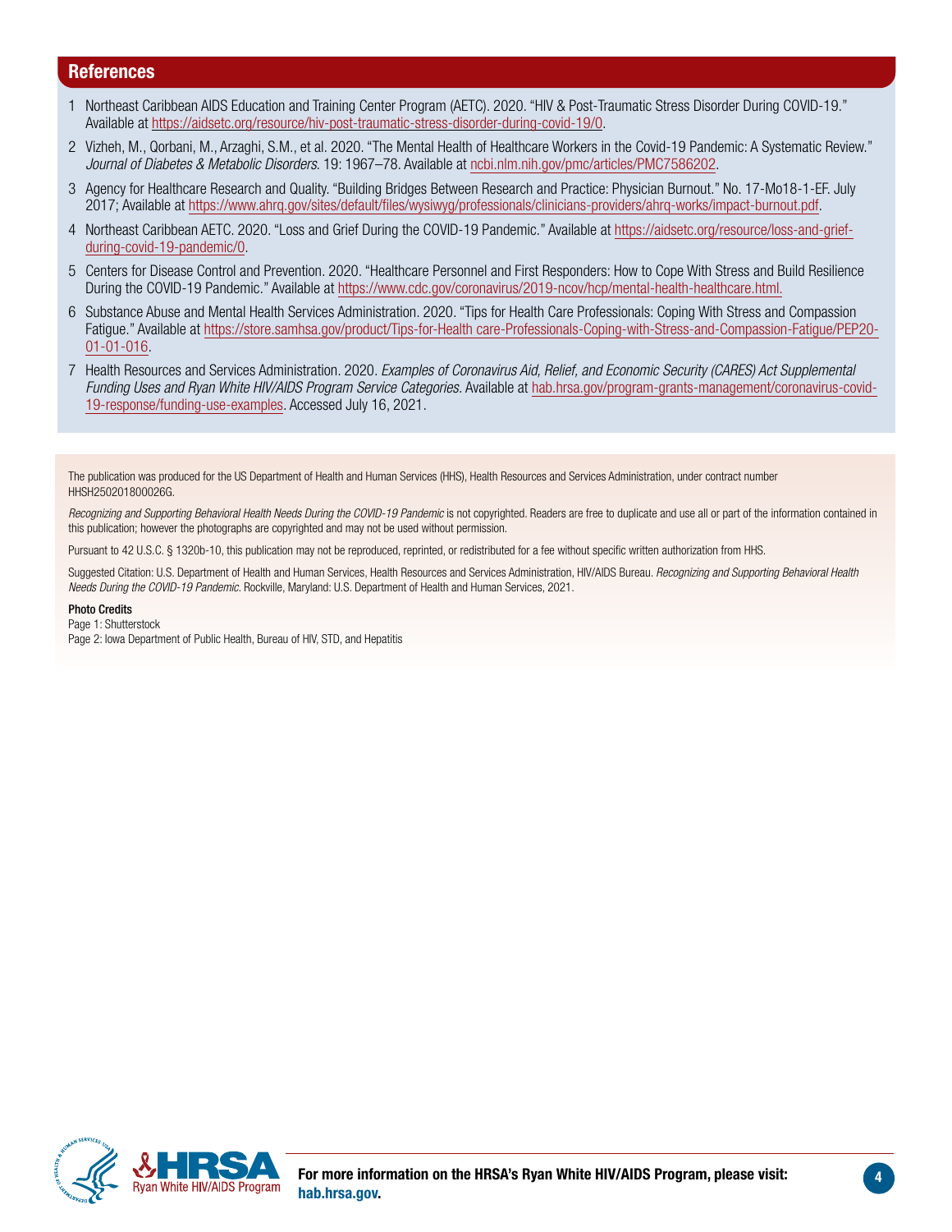## References

1. Northeast Caribbean AIDS Education and Training Center Program (AETC). 2020. "HIV & Post-Traumatic Stress Disorder During COVID-19." Available at https://aidsetc.org/resource/hiv-post-traumatic-stress-disorder-during-covid-19/0.
2. Vizheh, M., Qorbani, M., Arzaghi, S.M., et al. 2020. "The Mental Health of Healthcare Workers in the Covid-19 Pandemic: A Systematic Review." *Journal of Diabetes & Metabolic Disorders*. 19: 1967–78. Available at ncbi.nlm.nih.gov/pmc/articles/PMC7586202.
3. Agency for Healthcare Research and Quality. "Building Bridges Between Research and Practice: Physician Burnout." No. 17-Mo18-1-EF. July 2017; Available at https://www.ahrq.gov/sites/default/files/wysiwyg/professionals/clinicians-providers/ahrq-works/impact-burnout.pdf.
4. Northeast Caribbean AETC. 2020. "Loss and Grief During the COVID-19 Pandemic." Available at https://aidsetc.org/resource/loss-and-grief-during-covid-19-pandemic/0.
5. Centers for Disease Control and Prevention. 2020. "Healthcare Personnel and First Responders: How to Cope With Stress and Build Resilience During the COVID-19 Pandemic." Available at https://www.cdc.gov/coronavirus/2019-ncov/hcp/mental-health-healthcare.html.
6. Substance Abuse and Mental Health Services Administration. 2020. "Tips for Health Care Professionals: Coping With Stress and Compassion Fatigue." Available at https://store.samhsa.gov/product/Tips-for-Health care-Professionals-Coping-with-Stress-and-Compassion-Fatigue/PEP20-01-01-016.
7. Health Resources and Services Administration. 2020. *Examples of Coronavirus Aid, Relief, and Economic Security (CARES) Act Supplemental Funding Uses and Ryan White HIV/AIDS Program Service Categories*. Available at hab.hrsa.gov/program-grants-management/coronavirus-covid-19-response/funding-use-examples. Accessed July 16, 2021.

The publication was produced for the US Department of Health and Human Services (HHS), Health Resources and Services Administration, under contract number HHSH250201800026G.

*Recognizing and Supporting Behavioral Health Needs During the COVID-19 Pandemic* is not copyrighted. Readers are free to duplicate and use all or part of the information contained in this publication; however the photographs are copyrighted and may not be used without permission.

Pursuant to 42 U.S.C. § 1320b-10, this publication may not be reproduced, reprinted, or redistributed for a fee without specific written authorization from HHS.

Suggested Citation: U.S. Department of Health and Human Services, Health Resources and Services Administration, HIV/AIDS Bureau. *Recognizing and Supporting Behavioral Health Needs During the COVID-19 Pandemic*. Rockville, Maryland: U.S. Department of Health and Human Services, 2021.

**Photo Credits**
Page 1: Shutterstock
Page 2: Iowa Department of Public Health, Bureau of HIV, STD, and Hepatitis

HRSA Ryan White HIV/AIDS Program

**For more information on the HRSA's Ryan White HIV/AIDS Program, please visit: hab.hrsa.gov.**